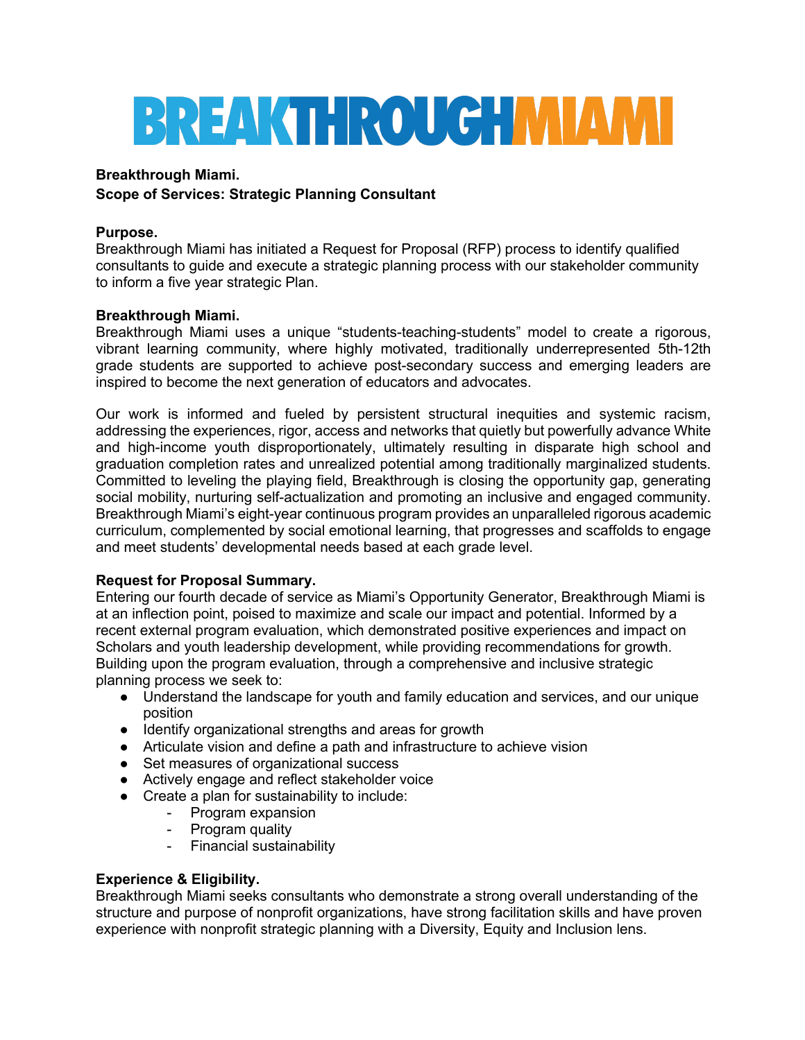# BREAKTHROUGH MIAMI

**Breakthrough Miami.**
**Scope of Services: Strategic Planning Consultant**

**Purpose.**
Breakthrough Miami has initiated a Request for Proposal (RFP) process to identify qualified consultants to guide and execute a strategic planning process with our stakeholder community to inform a five year strategic Plan.

**Breakthrough Miami.**
Breakthrough Miami uses a unique "students-teaching-students" model to create a rigorous, vibrant learning community, where highly motivated, traditionally underrepresented 5th-12th grade students are supported to achieve post-secondary success and emerging leaders are inspired to become the next generation of educators and advocates.

Our work is informed and fueled by persistent structural inequities and systemic racism, addressing the experiences, rigor, access and networks that quietly but powerfully advance White and high-income youth disproportionately, ultimately resulting in disparate high school and graduation completion rates and unrealized potential among traditionally marginalized students. Committed to leveling the playing field, Breakthrough is closing the opportunity gap, generating social mobility, nurturing self-actualization and promoting an inclusive and engaged community. Breakthrough Miami's eight-year continuous program provides an unparalleled rigorous academic curriculum, complemented by social emotional learning, that progresses and scaffolds to engage and meet students' developmental needs based at each grade level.

**Request for Proposal Summary.**
Entering our fourth decade of service as Miami's Opportunity Generator, Breakthrough Miami is at an inflection point, poised to maximize and scale our impact and potential. Informed by a recent external program evaluation, which demonstrated positive experiences and impact on Scholars and youth leadership development, while providing recommendations for growth. Building upon the program evaluation, through a comprehensive and inclusive strategic planning process we seek to:

- Understand the landscape for youth and family education and services, and our unique position
- Identify organizational strengths and areas for growth
- Articulate vision and define a path and infrastructure to achieve vision
- Set measures of organizational success
- Actively engage and reflect stakeholder voice
- Create a plan for sustainability to include:
  - Program expansion
  - Program quality
  - Financial sustainability

**Experience & Eligibility.**
Breakthrough Miami seeks consultants who demonstrate a strong overall understanding of the structure and purpose of nonprofit organizations, have strong facilitation skills and have proven experience with nonprofit strategic planning with a Diversity, Equity and Inclusion lens.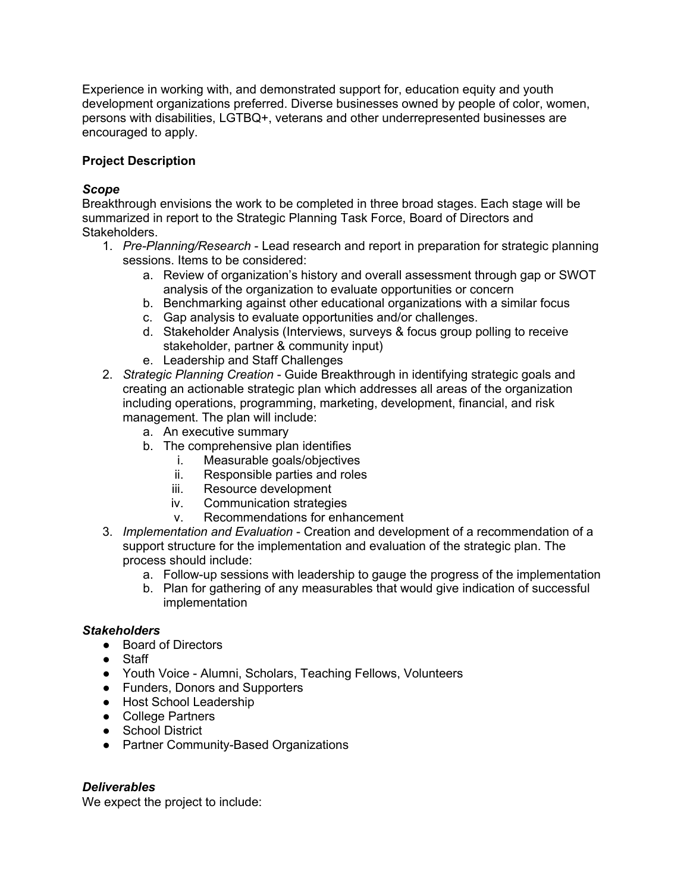Experience in working with, and demonstrated support for, education equity and youth development organizations preferred. Diverse businesses owned by people of color, women, persons with disabilities, LGTBQ+, veterans and other underrepresented businesses are encouraged to apply.

**Project Description**

***Scope***

Breakthrough envisions the work to be completed in three broad stages. Each stage will be summarized in report to the Strategic Planning Task Force, Board of Directors and Stakeholders.

1. *Pre-Planning/Research* - Lead research and report in preparation for strategic planning sessions. Items to be considered:
    a. Review of organization's history and overall assessment through gap or SWOT analysis of the organization to evaluate opportunities or concern
    b. Benchmarking against other educational organizations with a similar focus
    c. Gap analysis to evaluate opportunities and/or challenges.
    d. Stakeholder Analysis (Interviews, surveys & focus group polling to receive stakeholder, partner & community input)
    e. Leadership and Staff Challenges
2. *Strategic Planning Creation* - Guide Breakthrough in identifying strategic goals and creating an actionable strategic plan which addresses all areas of the organization including operations, programming, marketing, development, financial, and risk management. The plan will include:
    a. An executive summary
    b. The comprehensive plan identifies
        i. Measurable goals/objectives
        ii. Responsible parties and roles
        iii. Resource development
        iv. Communication strategies
        v. Recommendations for enhancement
3. *Implementation and Evaluation* - Creation and development of a recommendation of a support structure for the implementation and evaluation of the strategic plan. The process should include:
    a. Follow-up sessions with leadership to gauge the progress of the implementation
    b. Plan for gathering of any measurables that would give indication of successful implementation

***Stakeholders***

- Board of Directors
- Staff
- Youth Voice - Alumni, Scholars, Teaching Fellows, Volunteers
- Funders, Donors and Supporters
- Host School Leadership
- College Partners
- School District
- Partner Community-Based Organizations

***Deliverables***

We expect the project to include: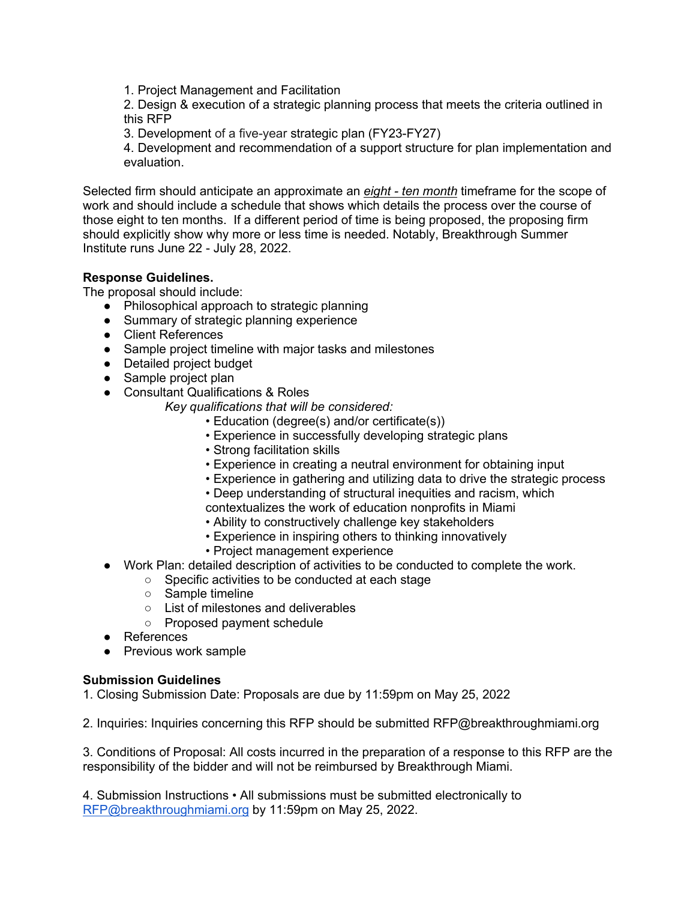1. Project Management and Facilitation
2. Design & execution of a strategic planning process that meets the criteria outlined in this RFP
3. Development of a five-year strategic plan (FY23-FY27)
4. Development and recommendation of a support structure for plan implementation and evaluation.

Selected firm should anticipate an approximate an *eight - ten month* timeframe for the scope of work and should include a schedule that shows which details the process over the course of those eight to ten months. If a different period of time is being proposed, the proposing firm should explicitly show why more or less time is needed. Notably, Breakthrough Summer Institute runs June 22 - July 28, 2022.

**Response Guidelines.**

The proposal should include:

- Philosophical approach to strategic planning
- Summary of strategic planning experience
- Client References
- Sample project timeline with major tasks and milestones
- Detailed project budget
- Sample project plan
- Consultant Qualifications & Roles

  *Key qualifications that will be considered:*
  - Education (degree(s) and/or certificate(s))
  - Experience in successfully developing strategic plans
  - Strong facilitation skills
  - Experience in creating a neutral environment for obtaining input
  - Experience in gathering and utilizing data to drive the strategic process
  - Deep understanding of structural inequities and racism, which contextualizes the work of education nonprofits in Miami
  - Ability to constructively challenge key stakeholders
  - Experience in inspiring others to thinking innovatively
  - Project management experience
- Work Plan: detailed description of activities to be conducted to complete the work.
  - Specific activities to be conducted at each stage
  - Sample timeline
  - List of milestones and deliverables
  - Proposed payment schedule
- References
- Previous work sample

**Submission Guidelines**

1. Closing Submission Date: Proposals are due by 11:59pm on May 25, 2022

2. Inquiries: Inquiries concerning this RFP should be submitted RFP@breakthroughmiami.org

3. Conditions of Proposal: All costs incurred in the preparation of a response to this RFP are the responsibility of the bidder and will not be reimbursed by Breakthrough Miami.

4. Submission Instructions • All submissions must be submitted electronically to RFP@breakthroughmiami.org by 11:59pm on May 25, 2022.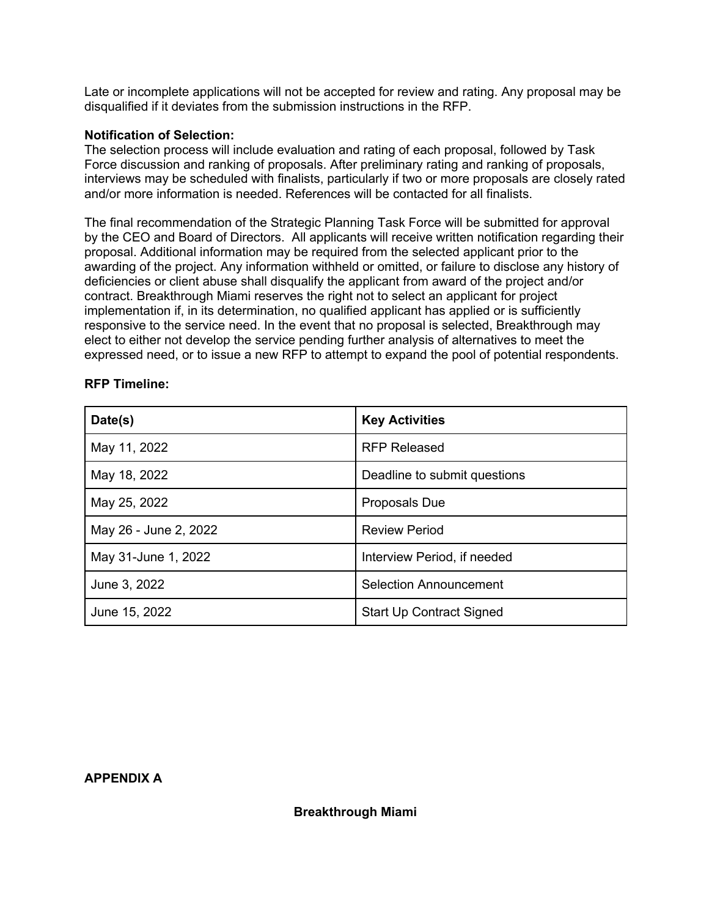Late or incomplete applications will not be accepted for review and rating. Any proposal may be disqualified if it deviates from the submission instructions in the RFP.

**Notification of Selection:**
The selection process will include evaluation and rating of each proposal, followed by Task Force discussion and ranking of proposals. After preliminary rating and ranking of proposals, interviews may be scheduled with finalists, particularly if two or more proposals are closely rated and/or more information is needed. References will be contacted for all finalists.

The final recommendation of the Strategic Planning Task Force will be submitted for approval by the CEO and Board of Directors. All applicants will receive written notification regarding their proposal. Additional information may be required from the selected applicant prior to the awarding of the project. Any information withheld or omitted, or failure to disclose any history of deficiencies or client abuse shall disqualify the applicant from award of the project and/or contract. Breakthrough Miami reserves the right not to select an applicant for project implementation if, in its determination, no qualified applicant has applied or is sufficiently responsive to the service need. In the event that no proposal is selected, Breakthrough may elect to either not develop the service pending further analysis of alternatives to meet the expressed need, or to issue a new RFP to attempt to expand the pool of potential respondents.

**RFP Timeline:**

| Date(s) | Key Activities |
|---|---|
| May 11, 2022 | RFP Released |
| May 18, 2022 | Deadline to submit questions |
| May 25, 2022 | Proposals Due |
| May 26 - June 2, 2022 | Review Period |
| May 31-June 1, 2022 | Interview Period, if needed |
| June 3, 2022 | Selection Announcement |
| June 15, 2022 | Start Up Contract Signed |

**APPENDIX A**

**Breakthrough Miami**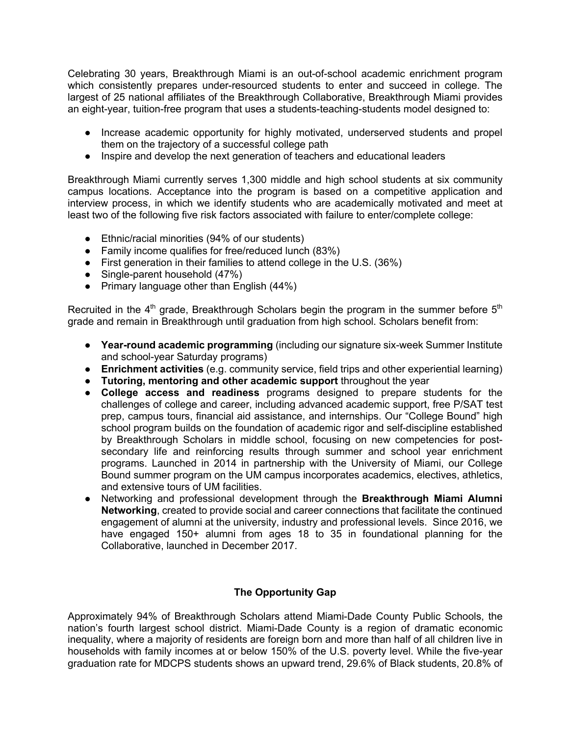Celebrating 30 years, Breakthrough Miami is an out-of-school academic enrichment program which consistently prepares under-resourced students to enter and succeed in college. The largest of 25 national affiliates of the Breakthrough Collaborative, Breakthrough Miami provides an eight-year, tuition-free program that uses a students-teaching-students model designed to:

- Increase academic opportunity for highly motivated, underserved students and propel them on the trajectory of a successful college path
- Inspire and develop the next generation of teachers and educational leaders

Breakthrough Miami currently serves 1,300 middle and high school students at six community campus locations. Acceptance into the program is based on a competitive application and interview process, in which we identify students who are academically motivated and meet at least two of the following five risk factors associated with failure to enter/complete college:

- Ethnic/racial minorities (94% of our students)
- Family income qualifies for free/reduced lunch (83%)
- First generation in their families to attend college in the U.S. (36%)
- Single-parent household (47%)
- Primary language other than English (44%)

Recruited in the 4th grade, Breakthrough Scholars begin the program in the summer before 5th grade and remain in Breakthrough until graduation from high school. Scholars benefit from:

- **Year-round academic programming** (including our signature six-week Summer Institute and school-year Saturday programs)
- **Enrichment activities** (e.g. community service, field trips and other experiential learning)
- **Tutoring, mentoring and other academic support** throughout the year
- **College access and readiness** programs designed to prepare students for the challenges of college and career, including advanced academic support, free P/SAT test prep, campus tours, financial aid assistance, and internships. Our "College Bound" high school program builds on the foundation of academic rigor and self-discipline established by Breakthrough Scholars in middle school, focusing on new competencies for post-secondary life and reinforcing results through summer and school year enrichment programs. Launched in 2014 in partnership with the University of Miami, our College Bound summer program on the UM campus incorporates academics, electives, athletics, and extensive tours of UM facilities.
- Networking and professional development through the **Breakthrough Miami Alumni Networking**, created to provide social and career connections that facilitate the continued engagement of alumni at the university, industry and professional levels. Since 2016, we have engaged 150+ alumni from ages 18 to 35 in foundational planning for the Collaborative, launched in December 2017.

## The Opportunity Gap

Approximately 94% of Breakthrough Scholars attend Miami-Dade County Public Schools, the nation's fourth largest school district. Miami-Dade County is a region of dramatic economic inequality, where a majority of residents are foreign born and more than half of all children live in households with family incomes at or below 150% of the U.S. poverty level. While the five-year graduation rate for MDCPS students shows an upward trend, 29.6% of Black students, 20.8% of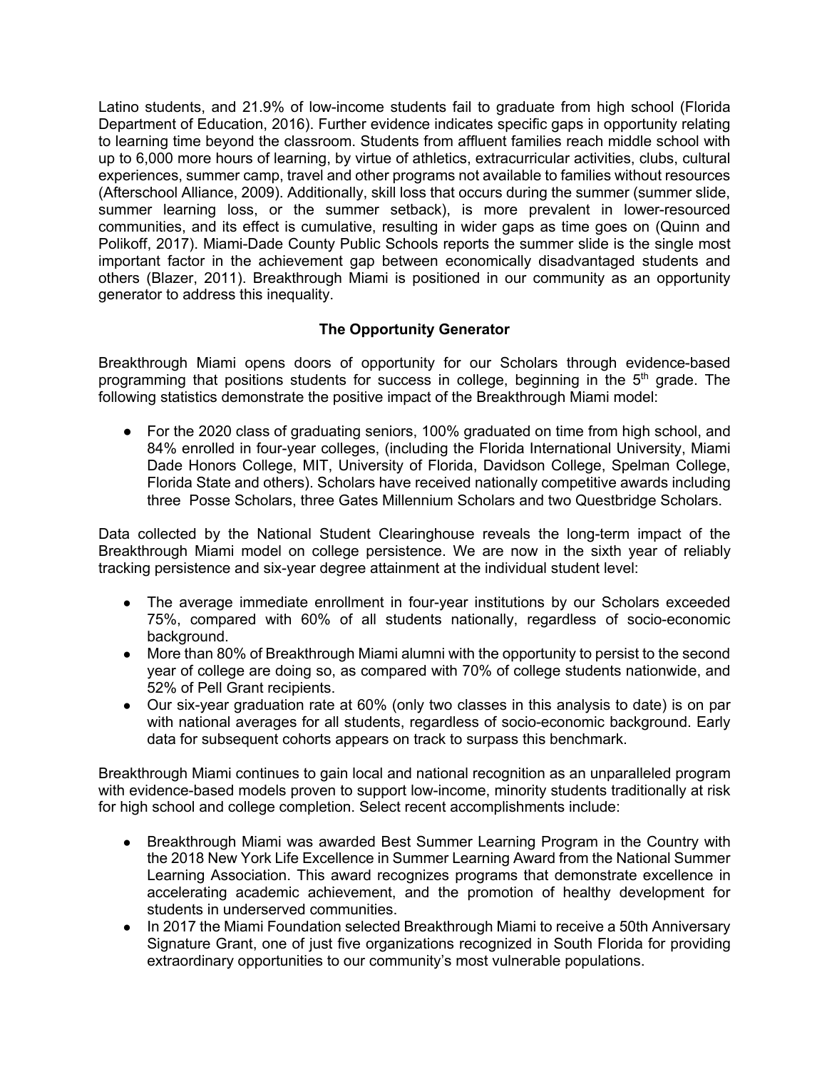Latino students, and 21.9% of low-income students fail to graduate from high school (Florida Department of Education, 2016). Further evidence indicates specific gaps in opportunity relating to learning time beyond the classroom. Students from affluent families reach middle school with up to 6,000 more hours of learning, by virtue of athletics, extracurricular activities, clubs, cultural experiences, summer camp, travel and other programs not available to families without resources (Afterschool Alliance, 2009). Additionally, skill loss that occurs during the summer (summer slide, summer learning loss, or the summer setback), is more prevalent in lower-resourced communities, and its effect is cumulative, resulting in wider gaps as time goes on (Quinn and Polikoff, 2017). Miami-Dade County Public Schools reports the summer slide is the single most important factor in the achievement gap between economically disadvantaged students and others (Blazer, 2011). Breakthrough Miami is positioned in our community as an opportunity generator to address this inequality.

## The Opportunity Generator

Breakthrough Miami opens doors of opportunity for our Scholars through evidence-based programming that positions students for success in college, beginning in the 5th grade. The following statistics demonstrate the positive impact of the Breakthrough Miami model:

- For the 2020 class of graduating seniors, 100% graduated on time from high school, and 84% enrolled in four-year colleges, (including the Florida International University, Miami Dade Honors College, MIT, University of Florida, Davidson College, Spelman College, Florida State and others). Scholars have received nationally competitive awards including three Posse Scholars, three Gates Millennium Scholars and two Questbridge Scholars.

Data collected by the National Student Clearinghouse reveals the long-term impact of the Breakthrough Miami model on college persistence. We are now in the sixth year of reliably tracking persistence and six-year degree attainment at the individual student level:

- The average immediate enrollment in four-year institutions by our Scholars exceeded 75%, compared with 60% of all students nationally, regardless of socio-economic background.
- More than 80% of Breakthrough Miami alumni with the opportunity to persist to the second year of college are doing so, as compared with 70% of college students nationwide, and 52% of Pell Grant recipients.
- Our six-year graduation rate at 60% (only two classes in this analysis to date) is on par with national averages for all students, regardless of socio-economic background. Early data for subsequent cohorts appears on track to surpass this benchmark.

Breakthrough Miami continues to gain local and national recognition as an unparalleled program with evidence-based models proven to support low-income, minority students traditionally at risk for high school and college completion. Select recent accomplishments include:

- Breakthrough Miami was awarded Best Summer Learning Program in the Country with the 2018 New York Life Excellence in Summer Learning Award from the National Summer Learning Association. This award recognizes programs that demonstrate excellence in accelerating academic achievement, and the promotion of healthy development for students in underserved communities.
- In 2017 the Miami Foundation selected Breakthrough Miami to receive a 50th Anniversary Signature Grant, one of just five organizations recognized in South Florida for providing extraordinary opportunities to our community's most vulnerable populations.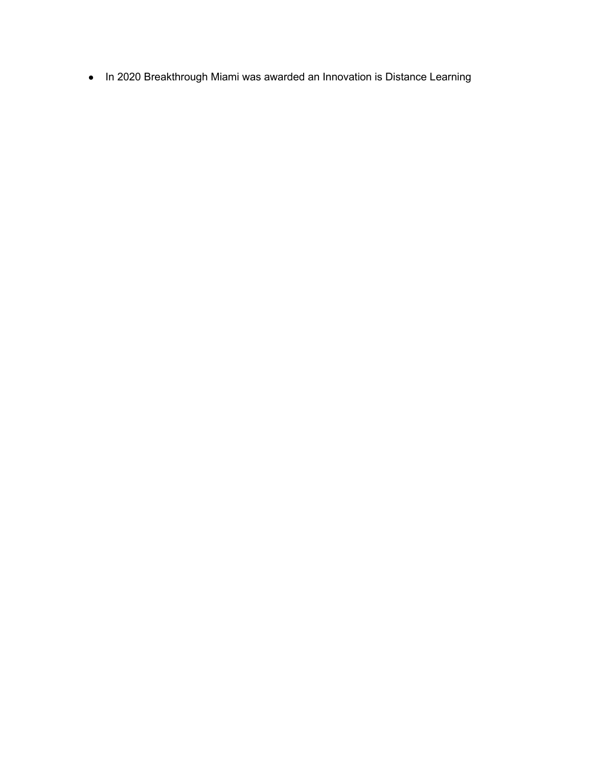- In 2020 Breakthrough Miami was awarded an Innovation is Distance Learning